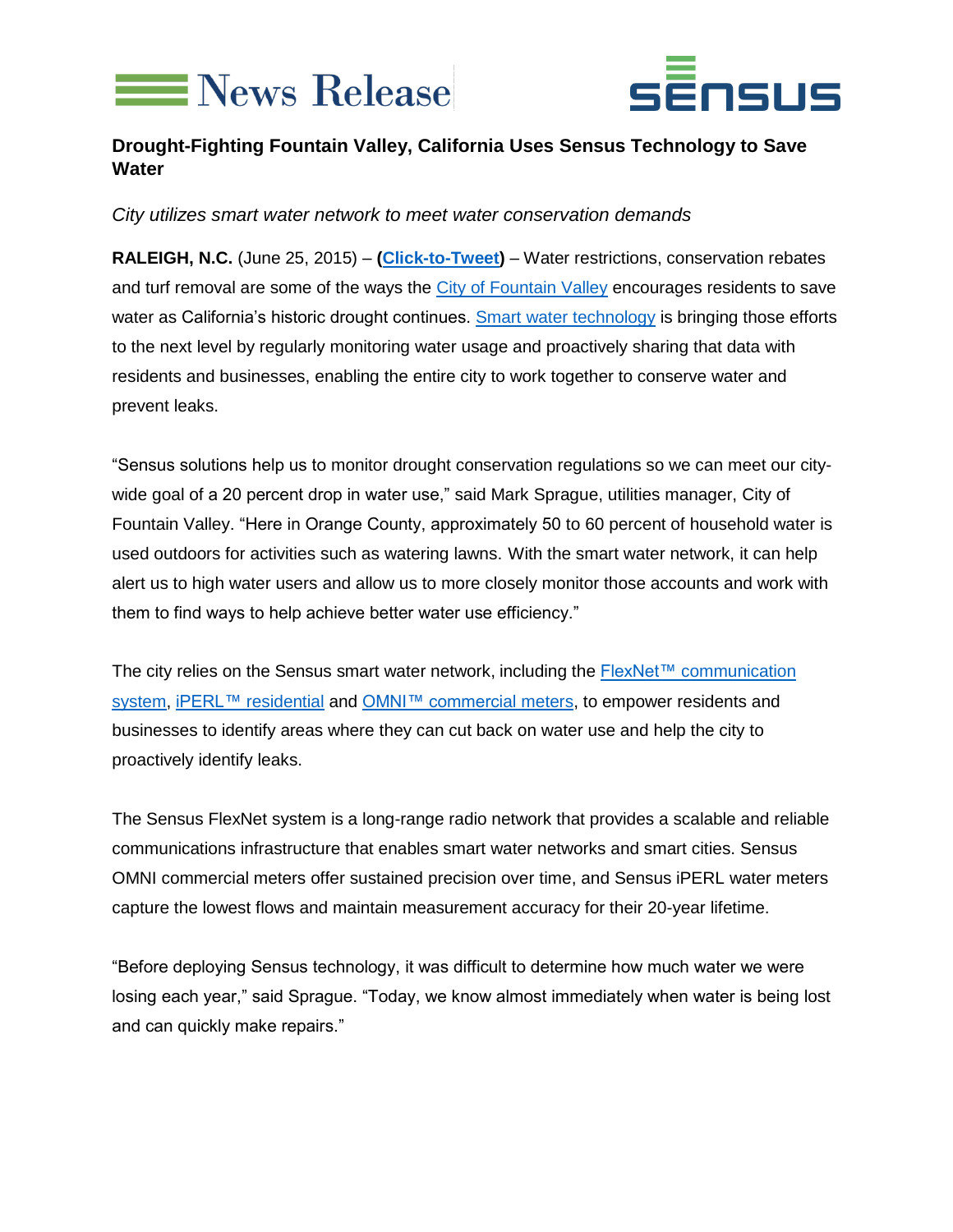News Release

SENSUS

## Drought-Fighting Fountain Valley, California Uses Sensus Technology to Save Water

*City utilizes smart water network to meet water conservation demands*

**RALEIGH, N.C.** (June 25, 2015) – **(Click-to-Tweet)** – Water restrictions, conservation rebates and turf removal are some of the ways the City of Fountain Valley encourages residents to save water as California's historic drought continues. Smart water technology is bringing those efforts to the next level by regularly monitoring water usage and proactively sharing that data with residents and businesses, enabling the entire city to work together to conserve water and prevent leaks.

"Sensus solutions help us to monitor drought conservation regulations so we can meet our city-wide goal of a 20 percent drop in water use," said Mark Sprague, utilities manager, City of Fountain Valley. "Here in Orange County, approximately 50 to 60 percent of household water is used outdoors for activities such as watering lawns. With the smart water network, it can help alert us to high water users and allow us to more closely monitor those accounts and work with them to find ways to help achieve better water use efficiency."

The city relies on the Sensus smart water network, including the FlexNet™ communication system, iPERL™ residential and OMNI™ commercial meters, to empower residents and businesses to identify areas where they can cut back on water use and help the city to proactively identify leaks.

The Sensus FlexNet system is a long-range radio network that provides a scalable and reliable communications infrastructure that enables smart water networks and smart cities. Sensus OMNI commercial meters offer sustained precision over time, and Sensus iPERL water meters capture the lowest flows and maintain measurement accuracy for their 20-year lifetime.

"Before deploying Sensus technology, it was difficult to determine how much water we were losing each year," said Sprague. "Today, we know almost immediately when water is being lost and can quickly make repairs."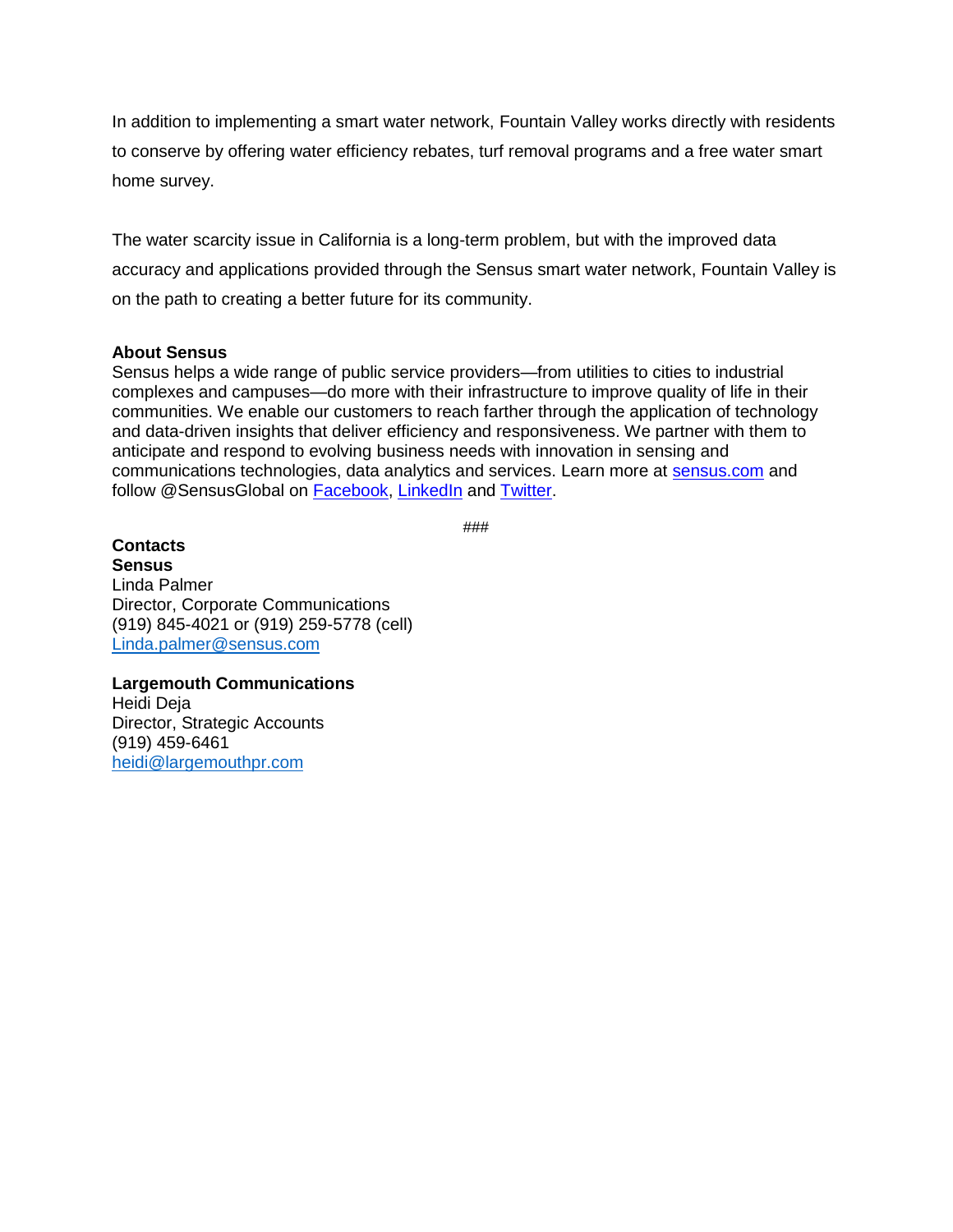In addition to implementing a smart water network, Fountain Valley works directly with residents to conserve by offering water efficiency rebates, turf removal programs and a free water smart home survey.

The water scarcity issue in California is a long-term problem, but with the improved data accuracy and applications provided through the Sensus smart water network, Fountain Valley is on the path to creating a better future for its community.

**About Sensus**

Sensus helps a wide range of public service providers—from utilities to cities to industrial complexes and campuses—do more with their infrastructure to improve quality of life in their communities. We enable our customers to reach farther through the application of technology and data-driven insights that deliver efficiency and responsiveness. We partner with them to anticipate and respond to evolving business needs with innovation in sensing and communications technologies, data analytics and services. Learn more at sensus.com and follow @SensusGlobal on Facebook, LinkedIn and Twitter.

###

**Contacts**

**Sensus**

Linda Palmer
Director, Corporate Communications
(919) 845-4021 or (919) 259-5778 (cell)
Linda.palmer@sensus.com

**Largemouth Communications**

Heidi Deja
Director, Strategic Accounts
(919) 459-6461
heidi@largemouthpr.com